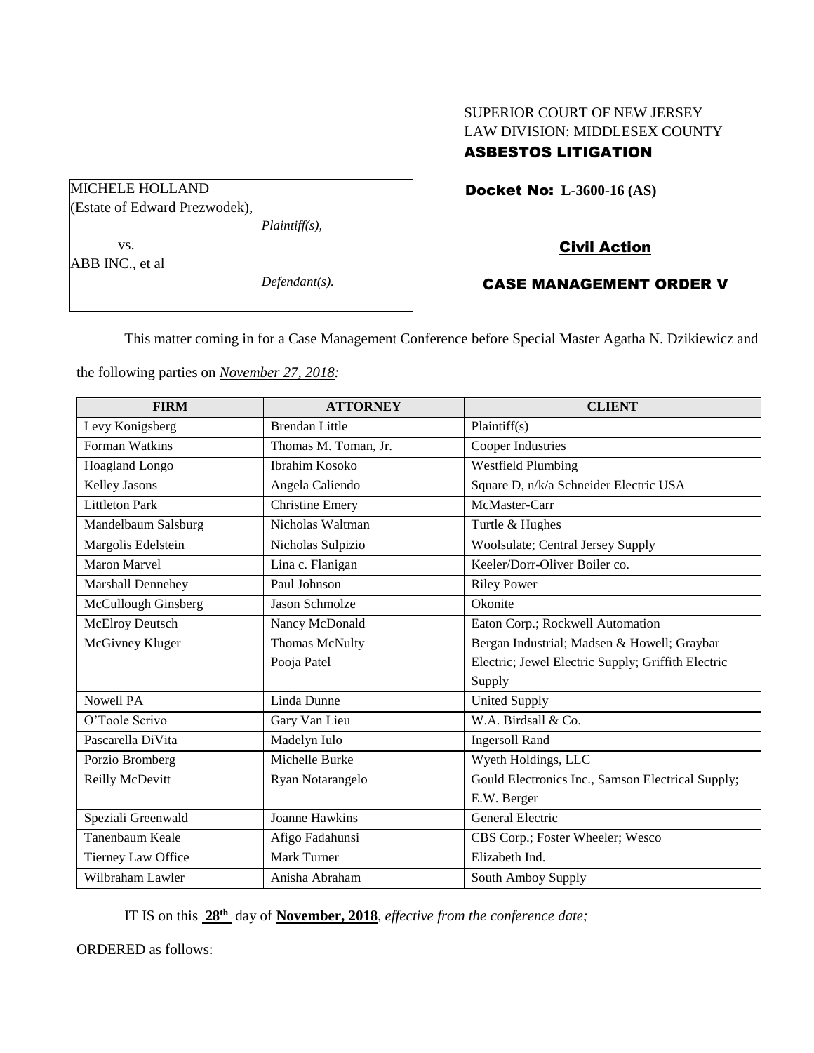SUPERIOR COURT OF NEW JERSEY
LAW DIVISION: MIDDLESEX COUNTY
**ASBESTOS LITIGATION**

MICHELE HOLLAND
(Estate of Edward Prezwodek),
*Plaintiff(s),*

vs.

ABB INC., et al
*Defendant(s).*

**Docket No: L-3600-16 (AS)**

**Civil Action**

**CASE MANAGEMENT ORDER V**

This matter coming in for a Case Management Conference before Special Master Agatha N. Dzikiewicz and the following parties on *November 27, 2018:*

| FIRM | ATTORNEY | CLIENT |
| --- | --- | --- |
| Levy Konigsberg | Brendan Little | Plaintiff(s) |
| Forman Watkins | Thomas M. Toman, Jr. | Cooper Industries |
| Hoagland Longo | Ibrahim Kosoko | Westfield Plumbing |
| Kelley Jasons | Angela Caliendo | Square D, n/k/a Schneider Electric USA |
| Littleton Park | Christine Emery | McMaster-Carr |
| Mandelbaum Salsburg | Nicholas Waltman | Turtle & Hughes |
| Margolis Edelstein | Nicholas Sulpizio | Woolsulate; Central Jersey Supply |
| Maron Marvel | Lina c. Flanigan | Keeler/Dorr-Oliver Boiler co. |
| Marshall Dennehey | Paul Johnson | Riley Power |
| McCullough Ginsberg | Jason Schmolze | Okonite |
| McElroy Deutsch | Nancy McDonald | Eaton Corp.; Rockwell Automation |
| McGivney Kluger | Thomas McNulty<br>Pooja Patel | Bergan Industrial; Madsen & Howell; Graybar Electric; Jewel Electric Supply; Griffith Electric Supply |
| Nowell PA | Linda Dunne | United Supply |
| O'Toole Scrivo | Gary Van Lieu | W.A. Birdsall & Co. |
| Pascarella DiVita | Madelyn Iulo | Ingersoll Rand |
| Porzio Bromberg | Michelle Burke | Wyeth Holdings, LLC |
| Reilly McDevitt | Ryan Notarangelo | Gould Electronics Inc., Samson Electrical Supply; E.W. Berger |
| Speziali Greenwald | Joanne Hawkins | General Electric |
| Tanenbaum Keale | Afigo Fadahunsi | CBS Corp.; Foster Wheeler; Wesco |
| Tierney Law Office | Mark Turner | Elizabeth Ind. |
| Wilbraham Lawler | Anisha Abraham | South Amboy Supply |

IT IS on this **28th** day of **November, 2018**, *effective from the conference date;*

ORDERED as follows: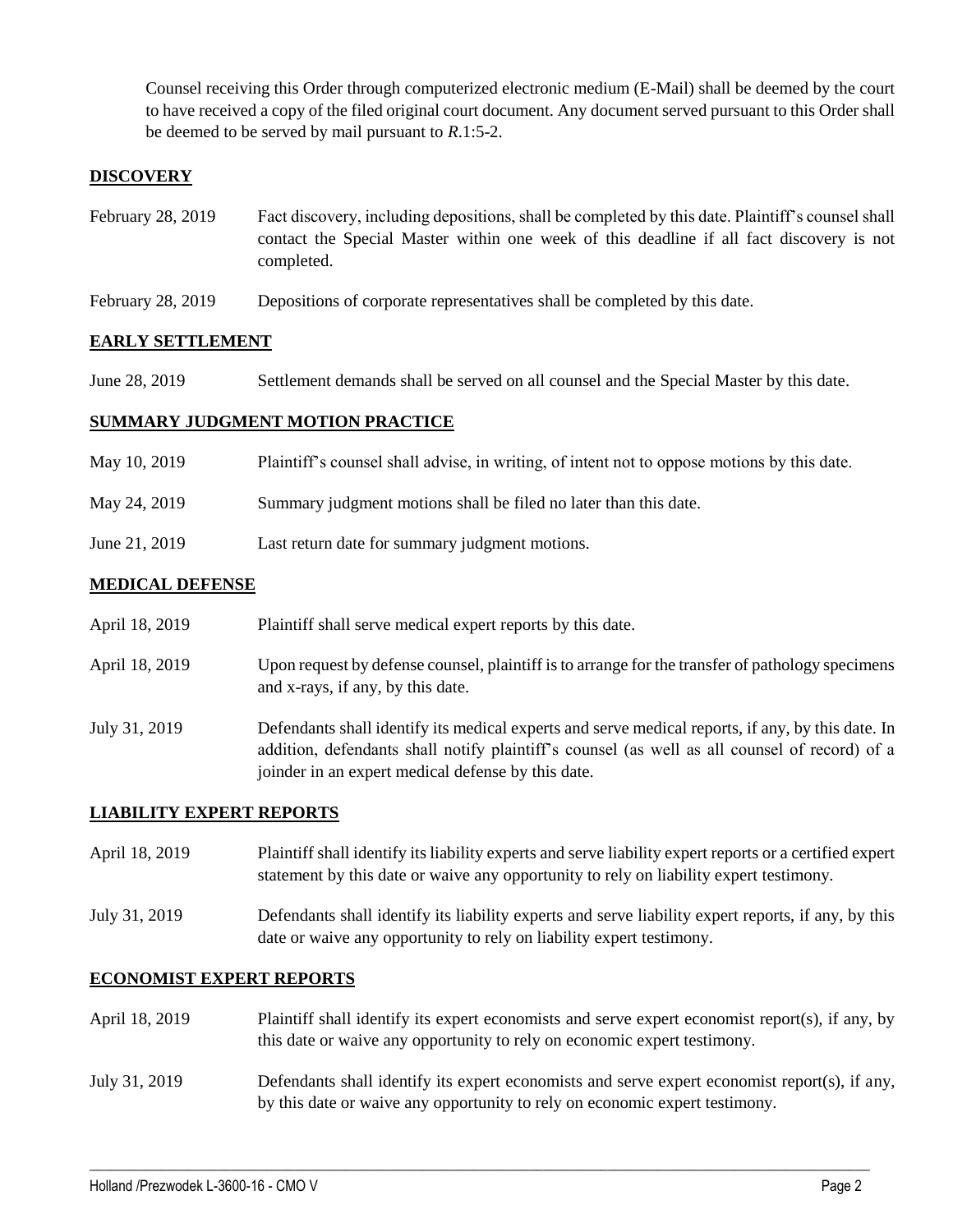Counsel receiving this Order through computerized electronic medium (E-Mail) shall be deemed by the court to have received a copy of the filed original court document. Any document served pursuant to this Order shall be deemed to be served by mail pursuant to *R*.1:5-2.

## DISCOVERY

| | |
|---|---|
| February 28, 2019 | Fact discovery, including depositions, shall be completed by this date. Plaintiff's counsel shall contact the Special Master within one week of this deadline if all fact discovery is not completed. |
| February 28, 2019 | Depositions of corporate representatives shall be completed by this date. |

## EARLY SETTLEMENT

| | |
|---|---|
| June 28, 2019 | Settlement demands shall be served on all counsel and the Special Master by this date. |

## SUMMARY JUDGMENT MOTION PRACTICE

| | |
|---|---|
| May 10, 2019 | Plaintiff's counsel shall advise, in writing, of intent not to oppose motions by this date. |
| May 24, 2019 | Summary judgment motions shall be filed no later than this date. |
| June 21, 2019 | Last return date for summary judgment motions. |

## MEDICAL DEFENSE

| | |
|---|---|
| April 18, 2019 | Plaintiff shall serve medical expert reports by this date. |
| April 18, 2019 | Upon request by defense counsel, plaintiff is to arrange for the transfer of pathology specimens and x-rays, if any, by this date. |
| July 31, 2019 | Defendants shall identify its medical experts and serve medical reports, if any, by this date. In addition, defendants shall notify plaintiff's counsel (as well as all counsel of record) of a joinder in an expert medical defense by this date. |

## LIABILITY EXPERT REPORTS

| | |
|---|---|
| April 18, 2019 | Plaintiff shall identify its liability experts and serve liability expert reports or a certified expert statement by this date or waive any opportunity to rely on liability expert testimony. |
| July 31, 2019 | Defendants shall identify its liability experts and serve liability expert reports, if any, by this date or waive any opportunity to rely on liability expert testimony. |

## ECONOMIST EXPERT REPORTS

| | |
|---|---|
| April 18, 2019 | Plaintiff shall identify its expert economists and serve expert economist report(s), if any, by this date or waive any opportunity to rely on economic expert testimony. |
| July 31, 2019 | Defendants shall identify its expert economists and serve expert economist report(s), if any, by this date or waive any opportunity to rely on economic expert testimony. |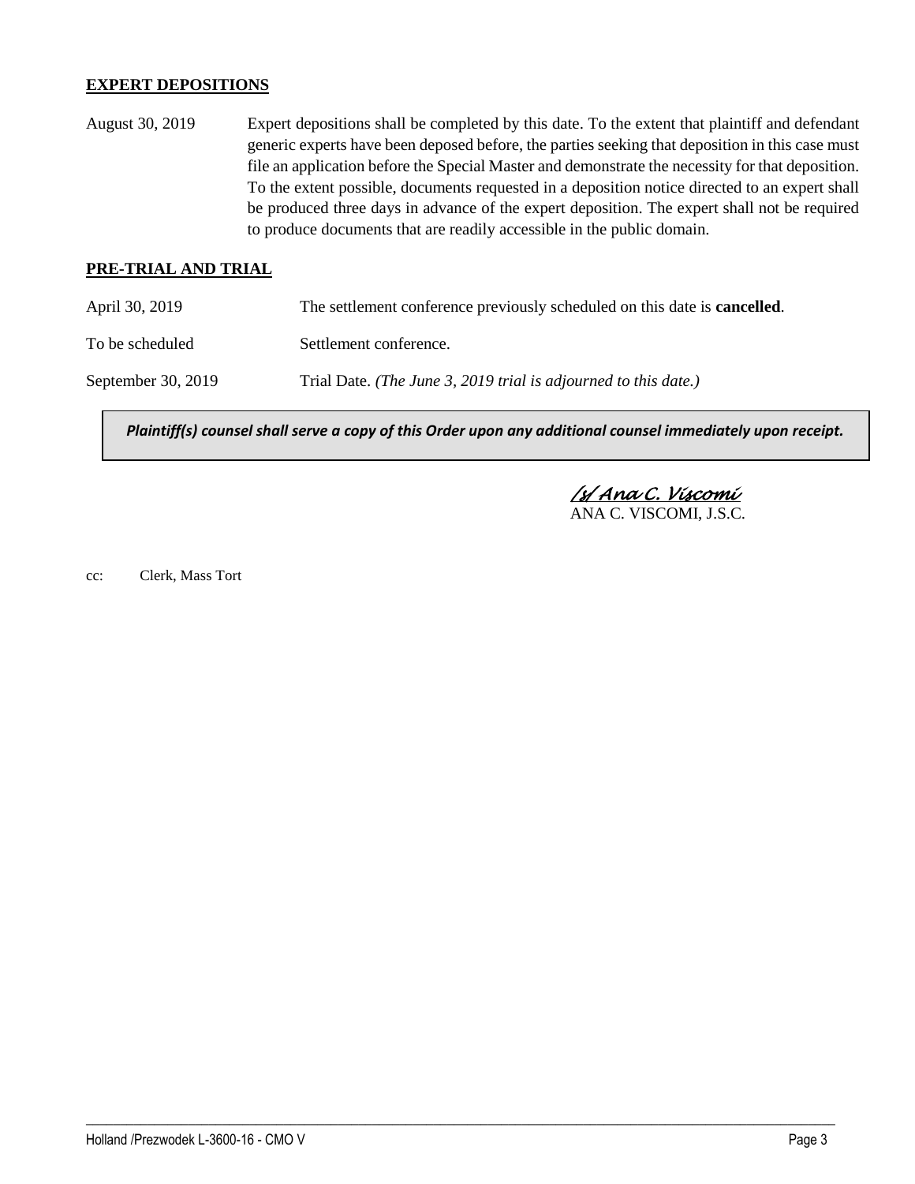**EXPERT DEPOSITIONS**

| | |
|---|---|
| August 30, 2019 | Expert depositions shall be completed by this date. To the extent that plaintiff and defendant generic experts have been deposed before, the parties seeking that deposition in this case must file an application before the Special Master and demonstrate the necessity for that deposition. To the extent possible, documents requested in a deposition notice directed to an expert shall be produced three days in advance of the expert deposition. The expert shall not be required to produce documents that are readily accessible in the public domain. |

**PRE-TRIAL AND TRIAL**

| | |
|---|---|
| April 30, 2019 | The settlement conference previously scheduled on this date is **cancelled**. |
| To be scheduled | Settlement conference. |
| September 30, 2019 | Trial Date. *(The June 3, 2019 trial is adjourned to this date.)* |

***Plaintiff(s) counsel shall serve a copy of this Order upon any additional counsel immediately upon receipt.***

*/s/ Ana C. Viscomi*
ANA C. VISCOMI, J.S.C.

cc: Clerk, Mass Tort